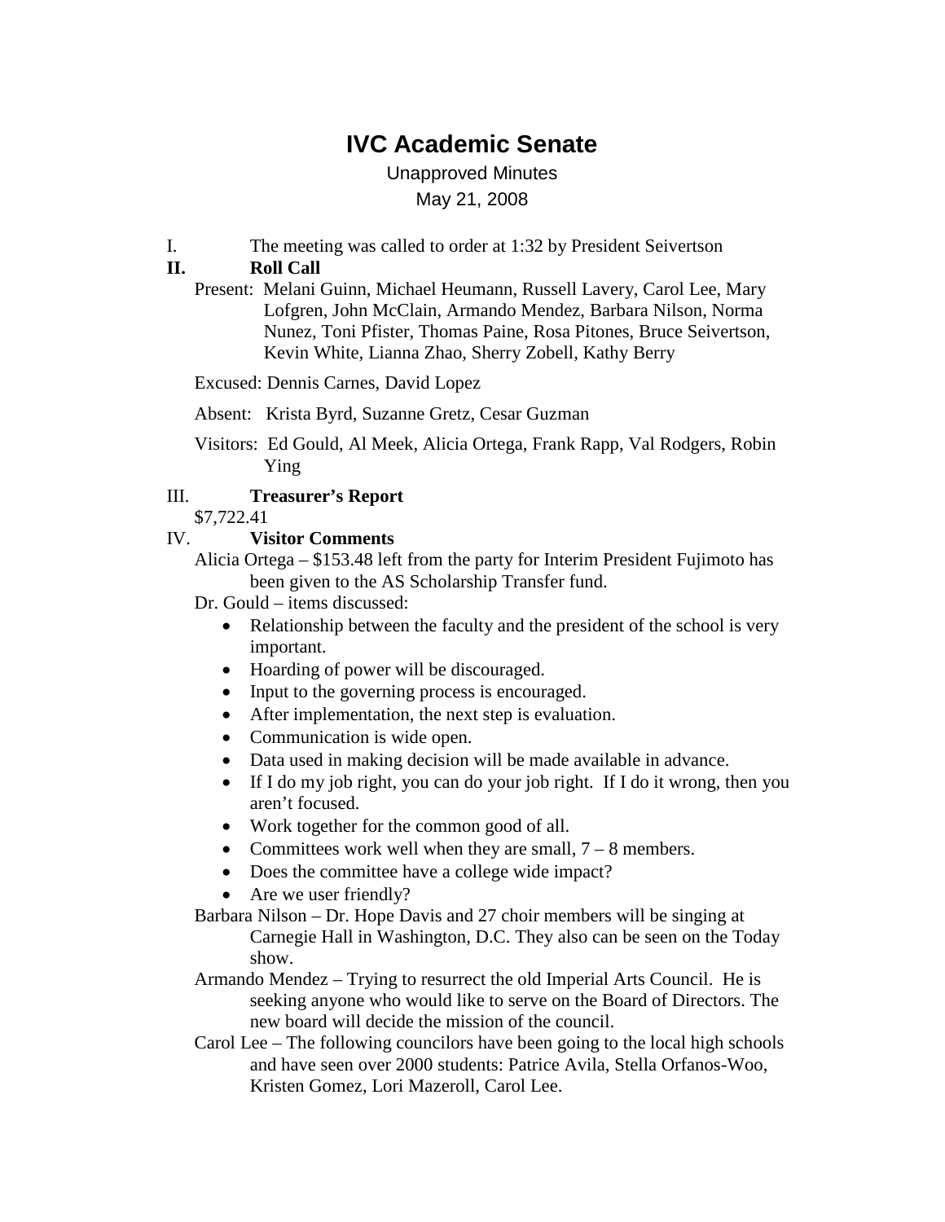# IVC Academic Senate

Unapproved Minutes

May 21, 2008

I. The meeting was called to order at 1:32 by President Seivertson

**II. Roll Call**

Present: Melani Guinn, Michael Heumann, Russell Lavery, Carol Lee, Mary Lofgren, John McClain, Armando Mendez, Barbara Nilson, Norma Nunez, Toni Pfister, Thomas Paine, Rosa Pitones, Bruce Seivertson, Kevin White, Lianna Zhao, Sherry Zobell, Kathy Berry

Excused: Dennis Carnes, David Lopez

Absent: Krista Byrd, Suzanne Gretz, Cesar Guzman

Visitors: Ed Gould, Al Meek, Alicia Ortega, Frank Rapp, Val Rodgers, Robin Ying

III. **Treasurer's Report**

$7,722.41

IV. **Visitor Comments**

Alicia Ortega – $153.48 left from the party for Interim President Fujimoto has been given to the AS Scholarship Transfer fund.

Dr. Gould – items discussed:

- Relationship between the faculty and the president of the school is very important.
- Hoarding of power will be discouraged.
- Input to the governing process is encouraged.
- After implementation, the next step is evaluation.
- Communication is wide open.
- Data used in making decision will be made available in advance.
- If I do my job right, you can do your job right. If I do it wrong, then you aren't focused.
- Work together for the common good of all.
- Committees work well when they are small, 7 – 8 members.
- Does the committee have a college wide impact?
- Are we user friendly?

Barbara Nilson – Dr. Hope Davis and 27 choir members will be singing at Carnegie Hall in Washington, D.C. They also can be seen on the Today show.

Armando Mendez – Trying to resurrect the old Imperial Arts Council. He is seeking anyone who would like to serve on the Board of Directors. The new board will decide the mission of the council.

Carol Lee – The following councilors have been going to the local high schools and have seen over 2000 students: Patrice Avila, Stella Orfanos-Woo, Kristen Gomez, Lori Mazeroll, Carol Lee.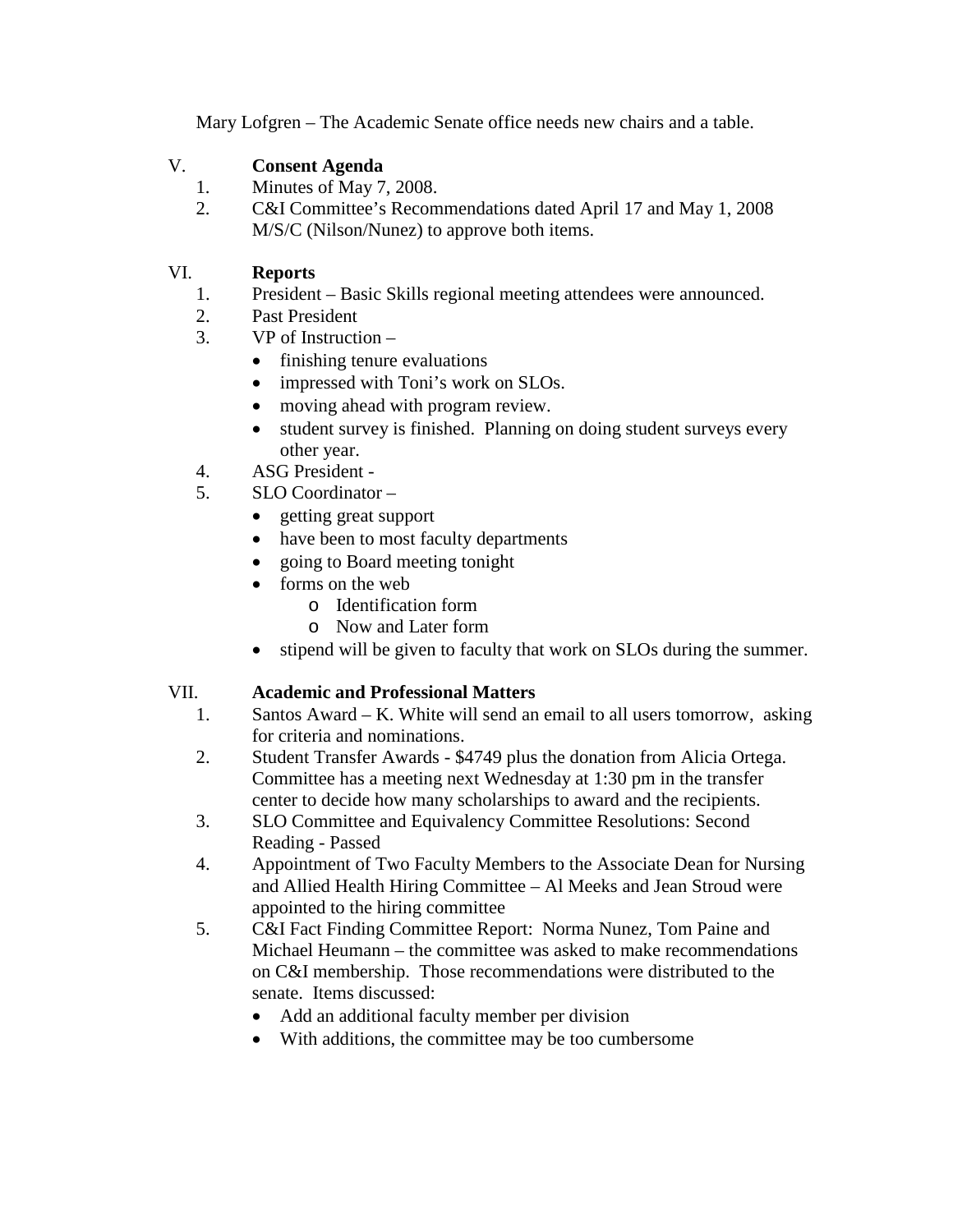Mary Lofgren – The Academic Senate office needs new chairs and a table.

V. **Consent Agenda**

1. Minutes of May 7, 2008.
2. C&I Committee's Recommendations dated April 17 and May 1, 2008
   M/S/C (Nilson/Nunez) to approve both items.

VI. **Reports**

1. President – Basic Skills regional meeting attendees were announced.
2. Past President
3. VP of Instruction –
   - finishing tenure evaluations
   - impressed with Toni's work on SLOs.
   - moving ahead with program review.
   - student survey is finished. Planning on doing student surveys every other year.
4. ASG President -
5. SLO Coordinator –
   - getting great support
   - have been to most faculty departments
   - going to Board meeting tonight
   - forms on the web
     - Identification form
     - Now and Later form
   - stipend will be given to faculty that work on SLOs during the summer.

VII. **Academic and Professional Matters**

1. Santos Award – K. White will send an email to all users tomorrow, asking for criteria and nominations.
2. Student Transfer Awards - $4749 plus the donation from Alicia Ortega. Committee has a meeting next Wednesday at 1:30 pm in the transfer center to decide how many scholarships to award and the recipients.
3. SLO Committee and Equivalency Committee Resolutions: Second Reading - Passed
4. Appointment of Two Faculty Members to the Associate Dean for Nursing and Allied Health Hiring Committee – Al Meeks and Jean Stroud were appointed to the hiring committee
5. C&I Fact Finding Committee Report: Norma Nunez, Tom Paine and Michael Heumann – the committee was asked to make recommendations on C&I membership. Those recommendations were distributed to the senate. Items discussed:
   - Add an additional faculty member per division
   - With additions, the committee may be too cumbersome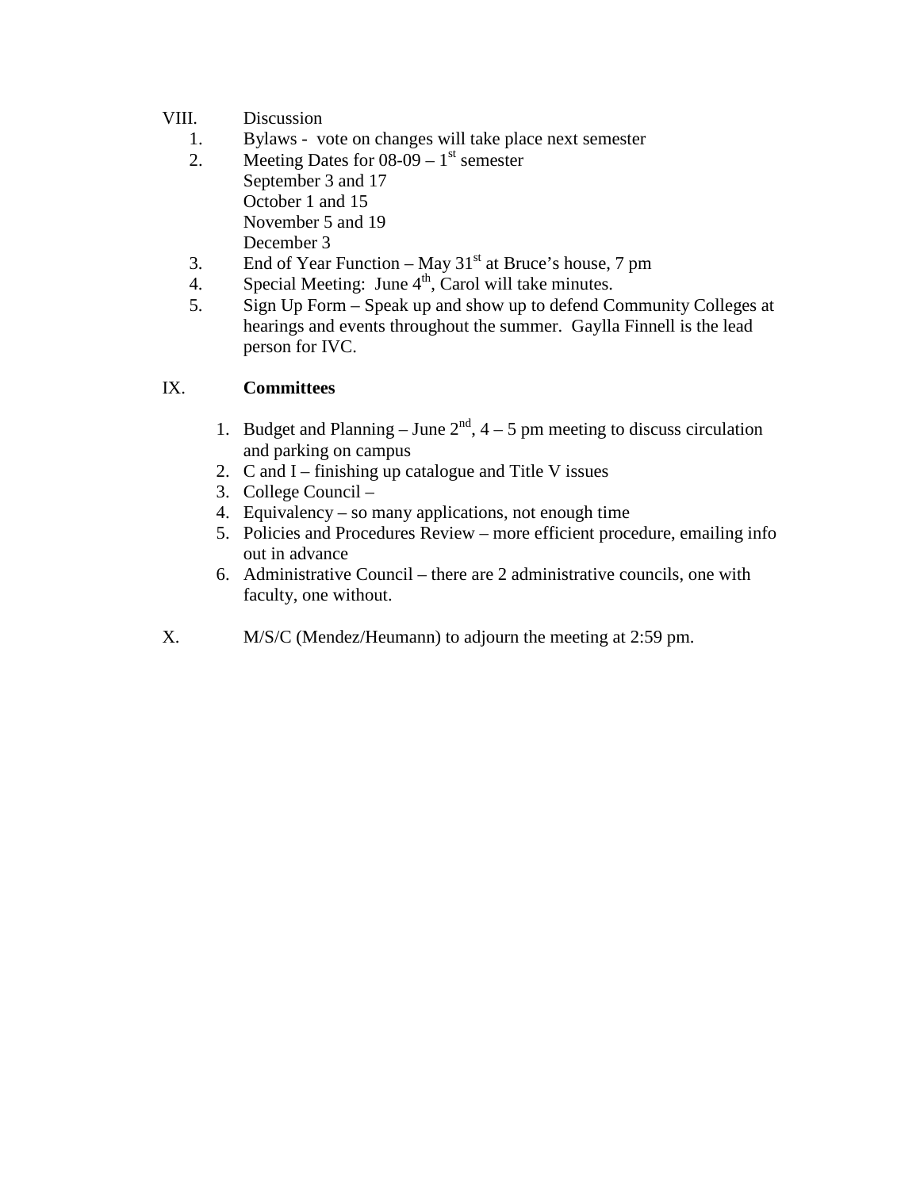VIII. Discussion

1. Bylaws - vote on changes will take place next semester
2. Meeting Dates for 08-09 – 1st semester
   September 3 and 17
   October 1 and 15
   November 5 and 19
   December 3
3. End of Year Function – May 31st at Bruce's house, 7 pm
4. Special Meeting: June 4th, Carol will take minutes.
5. Sign Up Form – Speak up and show up to defend Community Colleges at hearings and events throughout the summer. Gaylla Finnell is the lead person for IVC.

IX. **Committees**

1. Budget and Planning – June 2nd, 4 – 5 pm meeting to discuss circulation and parking on campus
2. C and I – finishing up catalogue and Title V issues
3. College Council –
4. Equivalency – so many applications, not enough time
5. Policies and Procedures Review – more efficient procedure, emailing info out in advance
6. Administrative Council – there are 2 administrative councils, one with faculty, one without.

X. M/S/C (Mendez/Heumann) to adjourn the meeting at 2:59 pm.